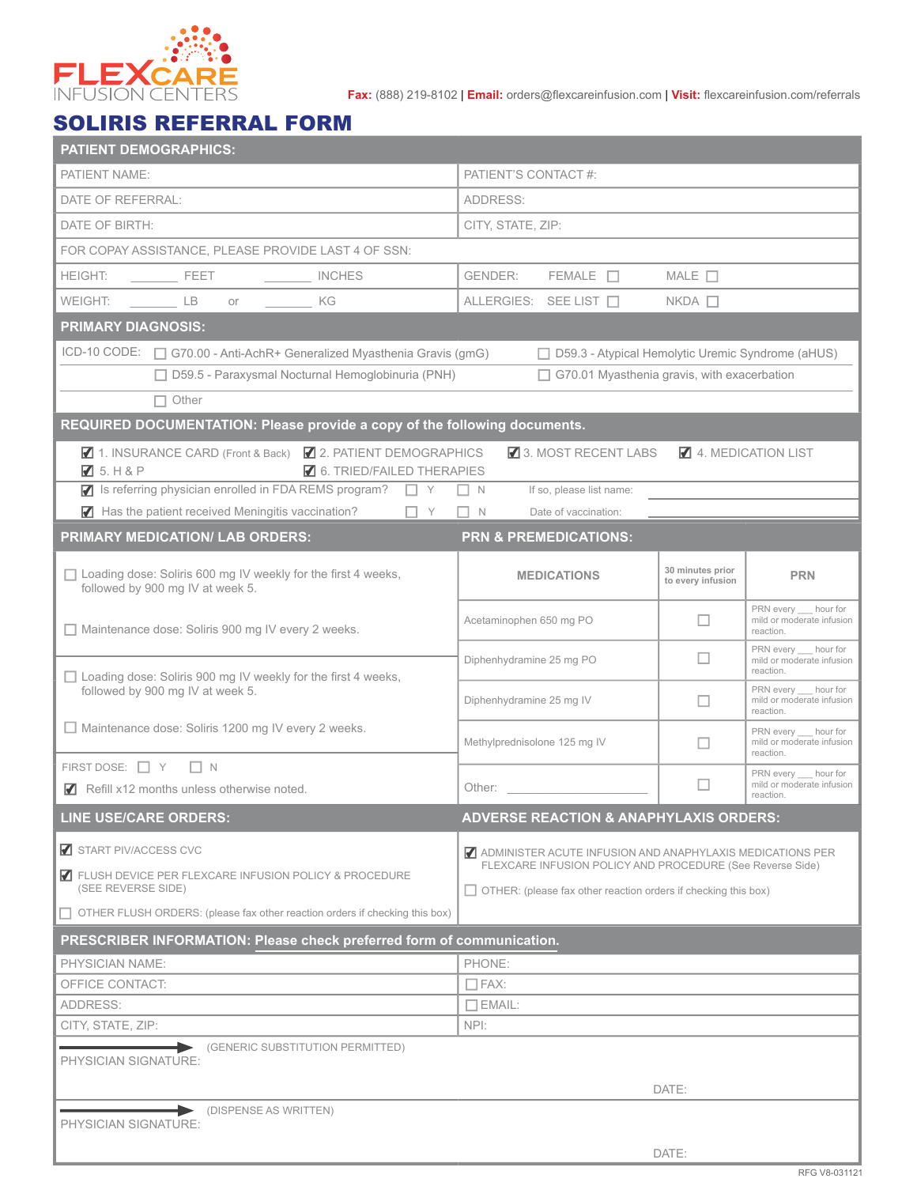FLEXCARE INFUSION CENTERS

**Fax:** (888) 219-8102 | **Email:** orders@flexcareinfusion.com | **Visit:** flexcareinfusion.com/referrals

# SOLIRIS REFERRAL FORM

## PATIENT DEMOGRAPHICS:

| | |
|---|---|
| PATIENT NAME: | PATIENT'S CONTACT #: |
| DATE OF REFERRAL: | ADDRESS: |
| DATE OF BIRTH: | CITY, STATE, ZIP: |
| FOR COPAY ASSISTANCE, PLEASE PROVIDE LAST 4 OF SSN: | |
| HEIGHT: ______ FEET ______ INCHES | GENDER: FEMALE ☐ MALE ☐ |
| WEIGHT: ______ LB or ______ KG | ALLERGIES: SEE LIST ☐ NKDA ☐ |

## PRIMARY DIAGNOSIS:

ICD-10 CODE:
- ☐ G70.00 - Anti-AchR+ Generalized Myasthenia Gravis (gMG)
- ☐ D59.3 - Atypical Hemolytic Uremic Syndrome (aHUS)
- ☐ D59.5 - Paraxysmal Nocturnal Hemoglobinuria (PNH)
- ☐ G70.01 Myasthenia gravis, with exacerbation
- ☐ Other

## REQUIRED DOCUMENTATION: Please provide a copy of the following documents.

- ☑ 1. INSURANCE CARD (Front & Back)
- ☑ 2. PATIENT DEMOGRAPHICS
- ☑ 3. MOST RECENT LABS
- ☑ 4. MEDICATION LIST
- ☑ 5. H & P
- ☑ 6. TRIED/FAILED THERAPIES
- ☑ Is referring physician enrolled in FDA REMS program? ☐ Y ☐ N If so, please list name: ______
- ☑ Has the patient received Meningitis vaccination? ☐ Y ☐ N Date of vaccination: ______

## PRIMARY MEDICATION/ LAB ORDERS:

- ☐ Loading dose: Soliris 600 mg IV weekly for the first 4 weeks, followed by 900 mg IV at week 5.
- ☐ Maintenance dose: Soliris 900 mg IV every 2 weeks.

---

- ☐ Loading dose: Soliris 900 mg IV weekly for the first 4 weeks, followed by 900 mg IV at week 5.
- ☐ Maintenance dose: Soliris 1200 mg IV every 2 weeks.

---

FIRST DOSE: ☐ Y ☐ N

☑ Refill x12 months unless otherwise noted.

## PRN & PREMEDICATIONS:

| MEDICATIONS | 30 minutes prior to every infusion | PRN |
|---|---|---|
| Acetaminophen 650 mg PO | ☐ | PRN every ___ hour for mild or moderate infusion reaction. |
| Diphenhydramine 25 mg PO | ☐ | PRN every ___ hour for mild or moderate infusion reaction. |
| Diphenhydramine 25 mg IV | ☐ | PRN every ___ hour for mild or moderate infusion reaction. |
| Methylprednisolone 125 mg IV | ☐ | PRN every ___ hour for mild or moderate infusion reaction. |
| Other: ______ | ☐ | PRN every ___ hour for mild or moderate infusion reaction. |

## LINE USE/CARE ORDERS:

- ☑ START PIV/ACCESS CVC
- ☑ FLUSH DEVICE PER FLEXCARE INFUSION POLICY & PROCEDURE (SEE REVERSE SIDE)
- ☐ OTHER FLUSH ORDERS: (please fax other reaction orders if checking this box)

## ADVERSE REACTION & ANAPHYLAXIS ORDERS:

- ☑ ADMINISTER ACUTE INFUSION AND ANAPHYLAXIS MEDICATIONS PER FLEXCARE INFUSION POLICY AND PROCEDURE (See Reverse Side)
- ☐ OTHER: (please fax other reaction orders if checking this box)

## PRESCRIBER INFORMATION: Please check preferred form of communication.

| | |
|---|---|
| PHYSICIAN NAME: | PHONE: |
| OFFICE CONTACT: | ☐ FAX: |
| ADDRESS: | ☐ EMAIL: |
| CITY, STATE, ZIP: | NPI: |

PHYSICIAN SIGNATURE: ➞ (GENERIC SUBSTITUTION PERMITTED) DATE:

PHYSICIAN SIGNATURE: ➞ (DISPENSE AS WRITTEN) DATE:

RFG V8-031121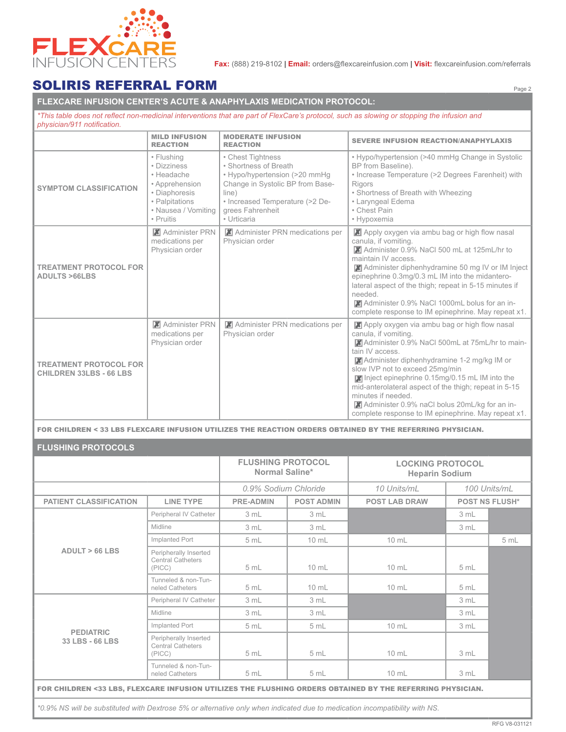# SOLIRIS REFERRAL FORM

**Fax:** (888) 219-8102 | **Email:** orders@flexcareinfusion.com | **Visit:** flexcareinfusion.com/referrals

## FLEXCARE INFUSION CENTER'S ACUTE & ANAPHYLAXIS MEDICATION PROTOCOL:

*\*This table does not reflect non-medicinal interventions that are part of FlexCare's protocol, such as slowing or stopping the infusion and physician/911 notification.*

| | MILD INFUSION REACTION | MODERATE INFUSION REACTION | SEVERE INFUSION REACTION/ANAPHYLAXIS |
|---|---|---|---|
| **SYMPTOM CLASSIFICATION** | • Flushing<br>• Dizziness<br>• Headache<br>• Apprehension<br>• Diaphoresis<br>• Palpitations<br>• Nausea / Vomiting<br>• Pruitis | • Chest Tightness<br>• Shortness of Breath<br>• Hypo/hypertension (>20 mmHg Change in Systolic BP from Baseline)<br>• Increased Temperature (>2 Degrees Farenheit)<br>• Urticaria | • Hypo/hypertension (>40 mmHg Change in Systolic BP from Baseline).<br>• Increase Temperature (>2 Degrees Farenheit) with Rigors<br>• Shortness of Breath with Wheezing<br>• Laryngeal Edema<br>• Chest Pain<br>• Hypoxemia |
| **TREATMENT PROTOCOL FOR ADULTS >66LBS** | ☒ Administer PRN medications per Physician order | ☒ Administer PRN medications per Physician order | ☒ Apply oxygen via ambu bag or high flow nasal canula, if vomiting.<br>☒ Administer 0.9% NaCl 500 mL at 125mL/hr to maintain IV access.<br>☒ Administer diphenhydramine 50 mg IV or IM Inject epinephrine 0.3mg/0.3 mL IM into the midantero-lateral aspect of the thigh; repeat in 5-15 minutes if needed.<br>☒ Administer 0.9% NaCl 1000mL bolus for an incomplete response to IM epinephrine. May repeat x1. |
| **TREATMENT PROTOCOL FOR CHILDREN 33LBS - 66 LBS** | ☒ Administer PRN medications per Physician order | ☒ Administer PRN medications per Physician order | ☒ Apply oxygen via ambu bag or high flow nasal canula, if vomiting.<br>☒ Administer 0.9% NaCl 500mL at 75mL/hr to maintain IV access.<br>☒ Administer diphenhydramine 1-2 mg/kg IM or slow IVP not to exceed 25mg/min<br>☒ Inject epinephrine 0.15mg/0.15 mL IM into the mid-anterolateral aspect of the thigh; repeat in 5-15 minutes if needed.<br>☒ Administer 0.9% naCl bolus 20mL/kg for an incomplete response to IM epinephrine. May repeat x1. |

**FOR CHILDREN < 33 LBS FLEXCARE INFUSION UTILIZES THE REACTION ORDERS OBTAINED BY THE REFERRING PHYSICIAN.**

## FLUSHING PROTOCOLS

| | | FLUSHING PROTOCOL Normal Saline* | | LOCKING PROTOCOL Heparin Sodium | | |
|---|---|---|---|---|---|---|
| | | *0.9% Sodium Chloride* | | *10 Units/mL* | *100 Units/mL* | |
| **PATIENT CLASSIFICATION** | **LINE TYPE** | **PRE-ADMIN** | **POST ADMIN** | **POST LAB DRAW** | **POST NS FLUSH*** | |
| **ADULT > 66 LBS** | Peripheral IV Catheter | 3 mL | 3 mL | | 3 mL | |
| | Midline | 3 mL | 3 mL | | 3 mL | |
| | Implanted Port | 5 mL | 10 mL | 10 mL | | 5 mL |
| | Peripherally Inserted Central Catheters (PICC) | 5 mL | 10 mL | 10 mL | 5 mL | |
| | Tunneled & non-Tunneled Catheters | 5 mL | 10 mL | 10 mL | 5 mL | |
| **PEDIATRIC 33 LBS - 66 LBS** | Peripheral IV Catheter | 3 mL | 3 mL | | 3 mL | |
| | Midline | 3 mL | 3 mL | | 3 mL | |
| | Implanted Port | 5 mL | 5 mL | 10 mL | 3 mL | |
| | Peripherally Inserted Central Catheters (PICC) | 5 mL | 5 mL | 10 mL | 3 mL | |
| | Tunneled & non-Tunneled Catheters | 5 mL | 5 mL | 10 mL | 3 mL | |

**FOR CHILDREN <33 LBS, FLEXCARE INFUSION UTILIZES THE FLUSHING ORDERS OBTAINED BY THE REFERRING PHYSICIAN.**

*\*0.9% NS will be substituted with Dextrose 5% or alternative only when indicated due to medication incompatibility with NS.*

RFG V8-031121